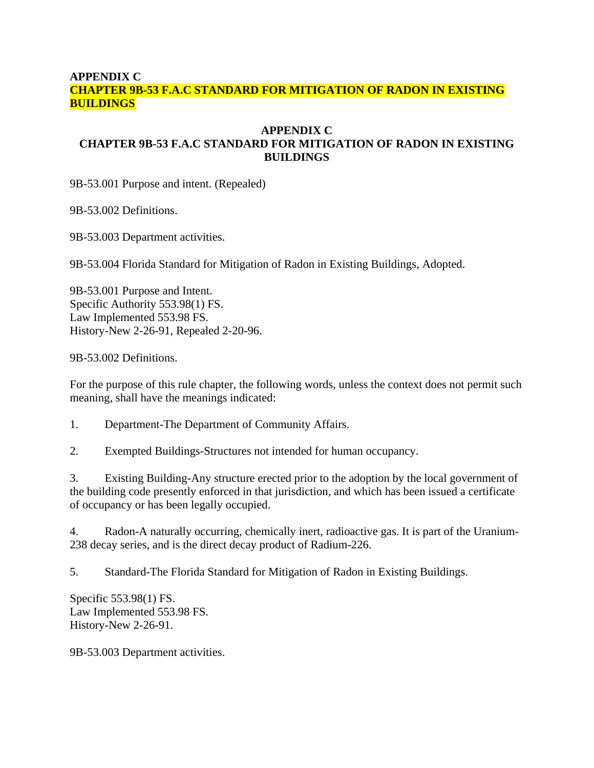**APPENDIX C**
**CHAPTER 9B-53 F.A.C STANDARD FOR MITIGATION OF RADON IN EXISTING BUILDINGS**

## APPENDIX C
## CHAPTER 9B-53 F.A.C STANDARD FOR MITIGATION OF RADON IN EXISTING BUILDINGS

9B-53.001 Purpose and intent. (Repealed)

9B-53.002 Definitions.

9B-53.003 Department activities.

9B-53.004 Florida Standard for Mitigation of Radon in Existing Buildings, Adopted.

9B-53.001 Purpose and Intent.
Specific Authority 553.98(1) FS.
Law Implemented 553.98 FS.
History-New 2-26-91, Repealed 2-20-96.

9B-53.002 Definitions.

For the purpose of this rule chapter, the following words, unless the context does not permit such meaning, shall have the meanings indicated:

1. Department-The Department of Community Affairs.

2. Exempted Buildings-Structures not intended for human occupancy.

3. Existing Building-Any structure erected prior to the adoption by the local government of the building code presently enforced in that jurisdiction, and which has been issued a certificate of occupancy or has been legally occupied.

4. Radon-A naturally occurring, chemically inert, radioactive gas. It is part of the Uranium-238 decay series, and is the direct decay product of Radium-226.

5. Standard-The Florida Standard for Mitigation of Radon in Existing Buildings.

Specific 553.98(1) FS.
Law Implemented 553.98 FS.
History-New 2-26-91.

9B-53.003 Department activities.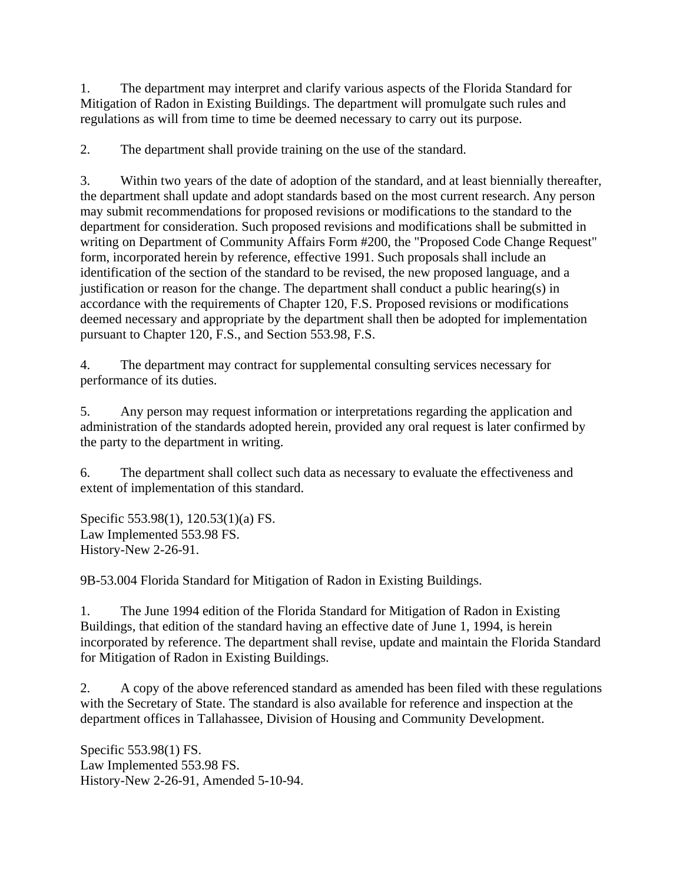1. The department may interpret and clarify various aspects of the Florida Standard for Mitigation of Radon in Existing Buildings. The department will promulgate such rules and regulations as will from time to time be deemed necessary to carry out its purpose.

2. The department shall provide training on the use of the standard.

3. Within two years of the date of adoption of the standard, and at least biennially thereafter, the department shall update and adopt standards based on the most current research. Any person may submit recommendations for proposed revisions or modifications to the standard to the department for consideration. Such proposed revisions and modifications shall be submitted in writing on Department of Community Affairs Form #200, the "Proposed Code Change Request" form, incorporated herein by reference, effective 1991. Such proposals shall include an identification of the section of the standard to be revised, the new proposed language, and a justification or reason for the change. The department shall conduct a public hearing(s) in accordance with the requirements of Chapter 120, F.S. Proposed revisions or modifications deemed necessary and appropriate by the department shall then be adopted for implementation pursuant to Chapter 120, F.S., and Section 553.98, F.S.

4. The department may contract for supplemental consulting services necessary for performance of its duties.

5. Any person may request information or interpretations regarding the application and administration of the standards adopted herein, provided any oral request is later confirmed by the party to the department in writing.

6. The department shall collect such data as necessary to evaluate the effectiveness and extent of implementation of this standard.

Specific 553.98(1), 120.53(1)(a) FS.
Law Implemented 553.98 FS.
History-New 2-26-91.

9B-53.004 Florida Standard for Mitigation of Radon in Existing Buildings.

1. The June 1994 edition of the Florida Standard for Mitigation of Radon in Existing Buildings, that edition of the standard having an effective date of June 1, 1994, is herein incorporated by reference. The department shall revise, update and maintain the Florida Standard for Mitigation of Radon in Existing Buildings.

2. A copy of the above referenced standard as amended has been filed with these regulations with the Secretary of State. The standard is also available for reference and inspection at the department offices in Tallahassee, Division of Housing and Community Development.

Specific 553.98(1) FS.
Law Implemented 553.98 FS.
History-New 2-26-91, Amended 5-10-94.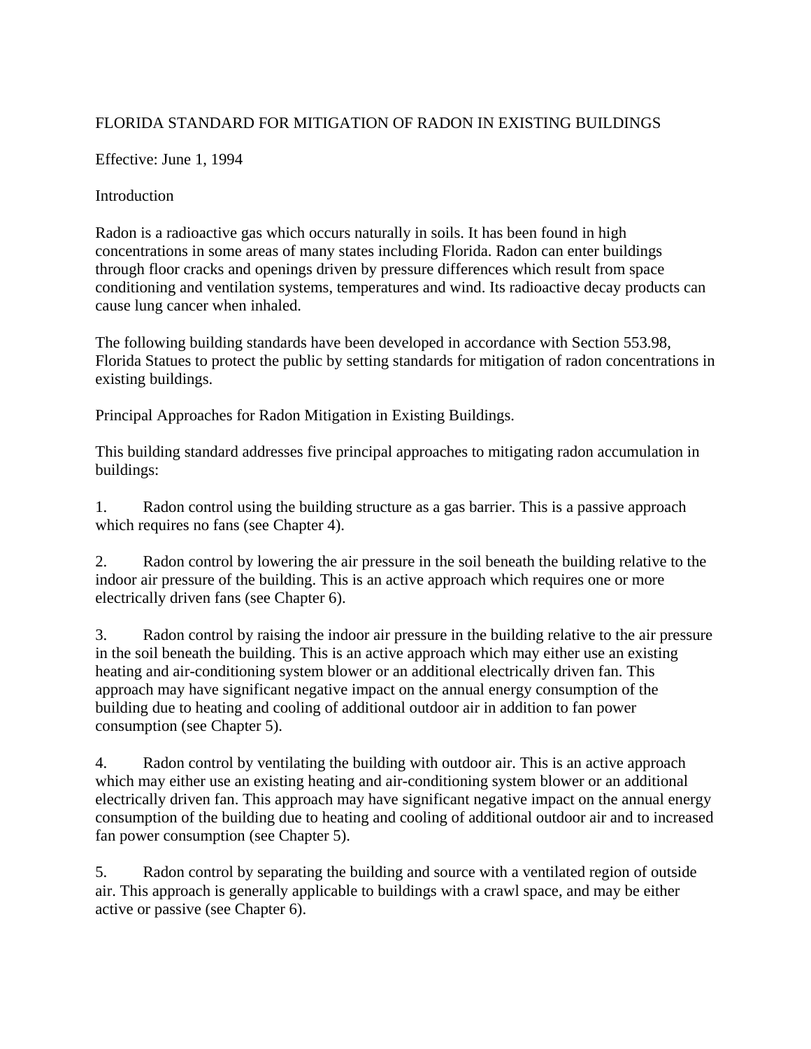# FLORIDA STANDARD FOR MITIGATION OF RADON IN EXISTING BUILDINGS

Effective: June 1, 1994

## Introduction

Radon is a radioactive gas which occurs naturally in soils. It has been found in high concentrations in some areas of many states including Florida. Radon can enter buildings through floor cracks and openings driven by pressure differences which result from space conditioning and ventilation systems, temperatures and wind. Its radioactive decay products can cause lung cancer when inhaled.

The following building standards have been developed in accordance with Section 553.98, Florida Statues to protect the public by setting standards for mitigation of radon concentrations in existing buildings.

## Principal Approaches for Radon Mitigation in Existing Buildings.

This building standard addresses five principal approaches to mitigating radon accumulation in buildings:

1. Radon control using the building structure as a gas barrier. This is a passive approach which requires no fans (see Chapter 4).

2. Radon control by lowering the air pressure in the soil beneath the building relative to the indoor air pressure of the building. This is an active approach which requires one or more electrically driven fans (see Chapter 6).

3. Radon control by raising the indoor air pressure in the building relative to the air pressure in the soil beneath the building. This is an active approach which may either use an existing heating and air-conditioning system blower or an additional electrically driven fan. This approach may have significant negative impact on the annual energy consumption of the building due to heating and cooling of additional outdoor air in addition to fan power consumption (see Chapter 5).

4. Radon control by ventilating the building with outdoor air. This is an active approach which may either use an existing heating and air-conditioning system blower or an additional electrically driven fan. This approach may have significant negative impact on the annual energy consumption of the building due to heating and cooling of additional outdoor air and to increased fan power consumption (see Chapter 5).

5. Radon control by separating the building and source with a ventilated region of outside air. This approach is generally applicable to buildings with a crawl space, and may be either active or passive (see Chapter 6).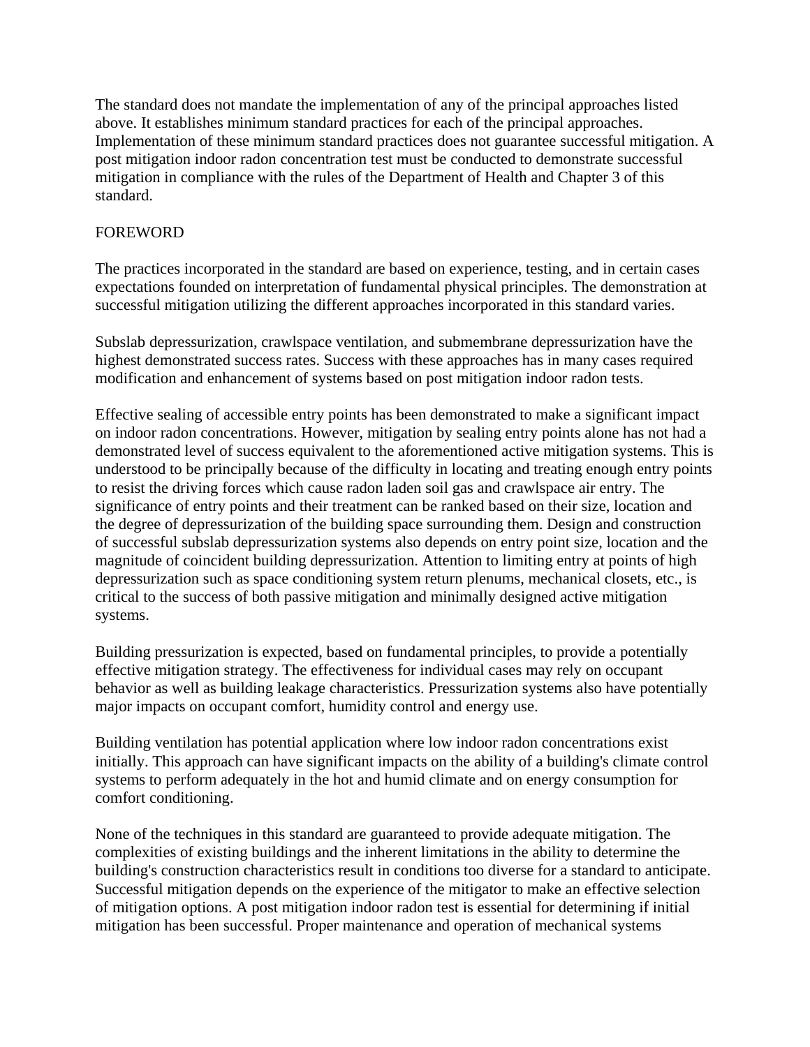The standard does not mandate the implementation of any of the principal approaches listed above. It establishes minimum standard practices for each of the principal approaches. Implementation of these minimum standard practices does not guarantee successful mitigation. A post mitigation indoor radon concentration test must be conducted to demonstrate successful mitigation in compliance with the rules of the Department of Health and Chapter 3 of this standard.

## FOREWORD

The practices incorporated in the standard are based on experience, testing, and in certain cases expectations founded on interpretation of fundamental physical principles. The demonstration at successful mitigation utilizing the different approaches incorporated in this standard varies.

Subslab depressurization, crawlspace ventilation, and submembrane depressurization have the highest demonstrated success rates. Success with these approaches has in many cases required modification and enhancement of systems based on post mitigation indoor radon tests.

Effective sealing of accessible entry points has been demonstrated to make a significant impact on indoor radon concentrations. However, mitigation by sealing entry points alone has not had a demonstrated level of success equivalent to the aforementioned active mitigation systems. This is understood to be principally because of the difficulty in locating and treating enough entry points to resist the driving forces which cause radon laden soil gas and crawlspace air entry. The significance of entry points and their treatment can be ranked based on their size, location and the degree of depressurization of the building space surrounding them. Design and construction of successful subslab depressurization systems also depends on entry point size, location and the magnitude of coincident building depressurization. Attention to limiting entry at points of high depressurization such as space conditioning system return plenums, mechanical closets, etc., is critical to the success of both passive mitigation and minimally designed active mitigation systems.

Building pressurization is expected, based on fundamental principles, to provide a potentially effective mitigation strategy. The effectiveness for individual cases may rely on occupant behavior as well as building leakage characteristics. Pressurization systems also have potentially major impacts on occupant comfort, humidity control and energy use.

Building ventilation has potential application where low indoor radon concentrations exist initially. This approach can have significant impacts on the ability of a building's climate control systems to perform adequately in the hot and humid climate and on energy consumption for comfort conditioning.

None of the techniques in this standard are guaranteed to provide adequate mitigation. The complexities of existing buildings and the inherent limitations in the ability to determine the building's construction characteristics result in conditions too diverse for a standard to anticipate. Successful mitigation depends on the experience of the mitigator to make an effective selection of mitigation options. A post mitigation indoor radon test is essential for determining if initial mitigation has been successful. Proper maintenance and operation of mechanical systems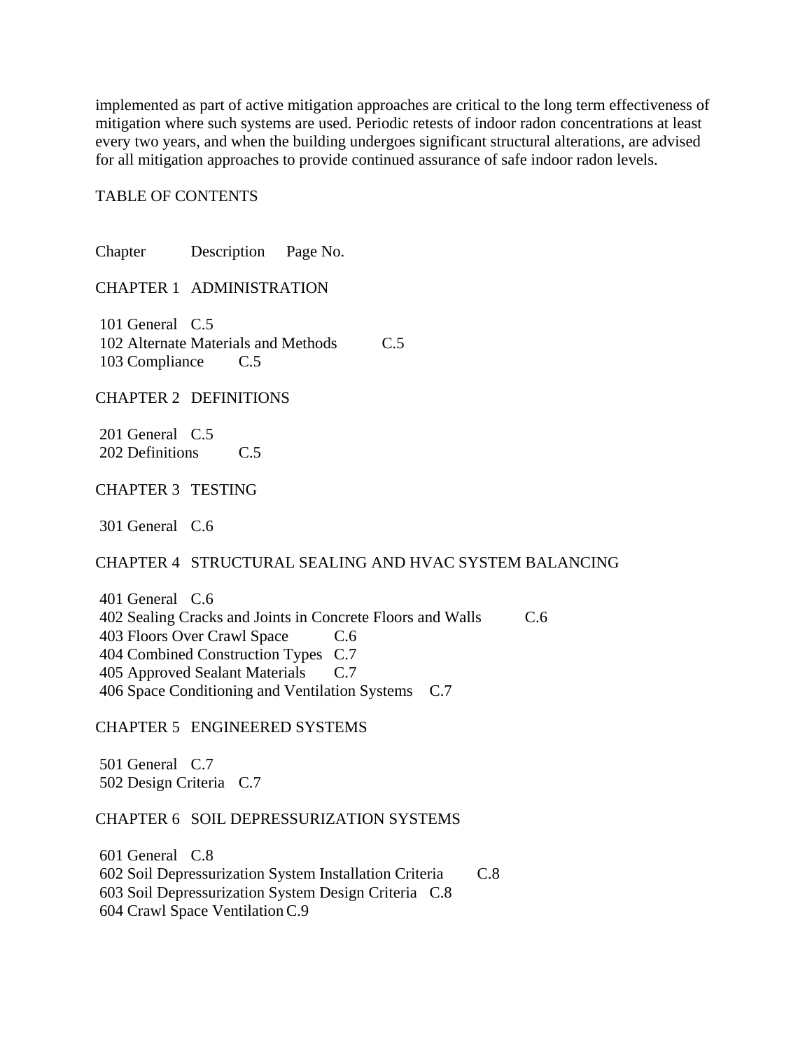implemented as part of active mitigation approaches are critical to the long term effectiveness of mitigation where such systems are used. Periodic retests of indoor radon concentrations at least every two years, and when the building undergoes significant structural alterations, are advised for all mitigation approaches to provide continued assurance of safe indoor radon levels.

TABLE OF CONTENTS

| Chapter | Description | Page No. |
|---|---|---|
| CHAPTER 1 | ADMINISTRATION | |
| 101 | General | C.5 |
| 102 | Alternate Materials and Methods | C.5 |
| 103 | Compliance | C.5 |
| CHAPTER 2 | DEFINITIONS | |
| 201 | General | C.5 |
| 202 | Definitions | C.5 |
| CHAPTER 3 | TESTING | |
| 301 | General | C.6 |
| CHAPTER 4 | STRUCTURAL SEALING AND HVAC SYSTEM BALANCING | |
| 401 | General | C.6 |
| 402 | Sealing Cracks and Joints in Concrete Floors and Walls | C.6 |
| 403 | Floors Over Crawl Space | C.6 |
| 404 | Combined Construction Types | C.7 |
| 405 | Approved Sealant Materials | C.7 |
| 406 | Space Conditioning and Ventilation Systems | C.7 |
| CHAPTER 5 | ENGINEERED SYSTEMS | |
| 501 | General | C.7 |
| 502 | Design Criteria | C.7 |
| CHAPTER 6 | SOIL DEPRESSURIZATION SYSTEMS | |
| 601 | General | C.8 |
| 602 | Soil Depressurization System Installation Criteria | C.8 |
| 603 | Soil Depressurization System Design Criteria | C.8 |
| 604 | Crawl Space Ventilation | C.9 |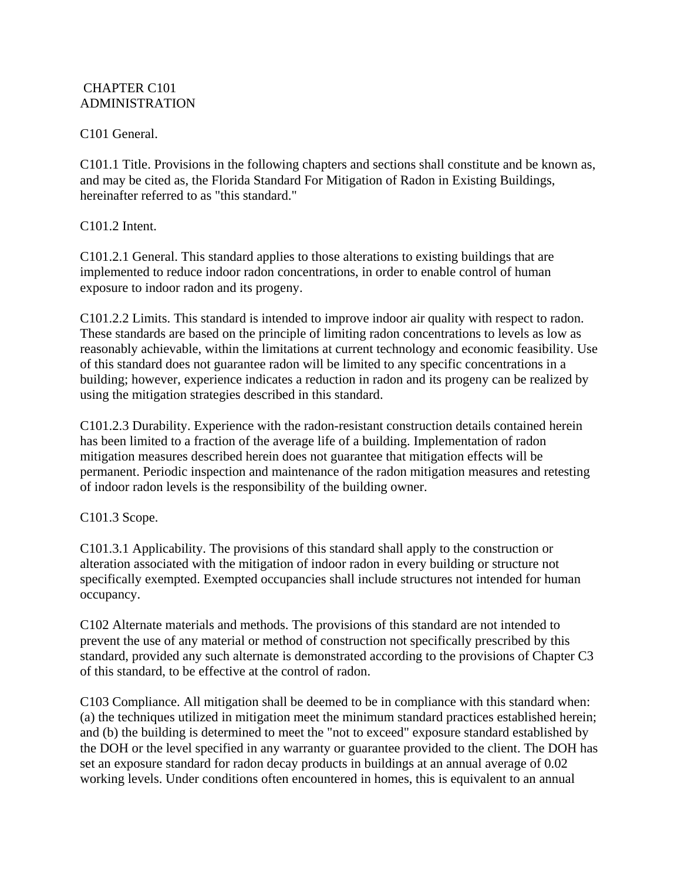# CHAPTER C101
# ADMINISTRATION

## C101 General.

C101.1 Title. Provisions in the following chapters and sections shall constitute and be known as, and may be cited as, the Florida Standard For Mitigation of Radon in Existing Buildings, hereinafter referred to as "this standard."

C101.2 Intent.

C101.2.1 General. This standard applies to those alterations to existing buildings that are implemented to reduce indoor radon concentrations, in order to enable control of human exposure to indoor radon and its progeny.

C101.2.2 Limits. This standard is intended to improve indoor air quality with respect to radon. These standards are based on the principle of limiting radon concentrations to levels as low as reasonably achievable, within the limitations at current technology and economic feasibility. Use of this standard does not guarantee radon will be limited to any specific concentrations in a building; however, experience indicates a reduction in radon and its progeny can be realized by using the mitigation strategies described in this standard.

C101.2.3 Durability. Experience with the radon-resistant construction details contained herein has been limited to a fraction of the average life of a building. Implementation of radon mitigation measures described herein does not guarantee that mitigation effects will be permanent. Periodic inspection and maintenance of the radon mitigation measures and retesting of indoor radon levels is the responsibility of the building owner.

C101.3 Scope.

C101.3.1 Applicability. The provisions of this standard shall apply to the construction or alteration associated with the mitigation of indoor radon in every building or structure not specifically exempted. Exempted occupancies shall include structures not intended for human occupancy.

C102 Alternate materials and methods. The provisions of this standard are not intended to prevent the use of any material or method of construction not specifically prescribed by this standard, provided any such alternate is demonstrated according to the provisions of Chapter C3 of this standard, to be effective at the control of radon.

C103 Compliance. All mitigation shall be deemed to be in compliance with this standard when: (a) the techniques utilized in mitigation meet the minimum standard practices established herein; and (b) the building is determined to meet the "not to exceed" exposure standard established by the DOH or the level specified in any warranty or guarantee provided to the client. The DOH has set an exposure standard for radon decay products in buildings at an annual average of 0.02 working levels. Under conditions often encountered in homes, this is equivalent to an annual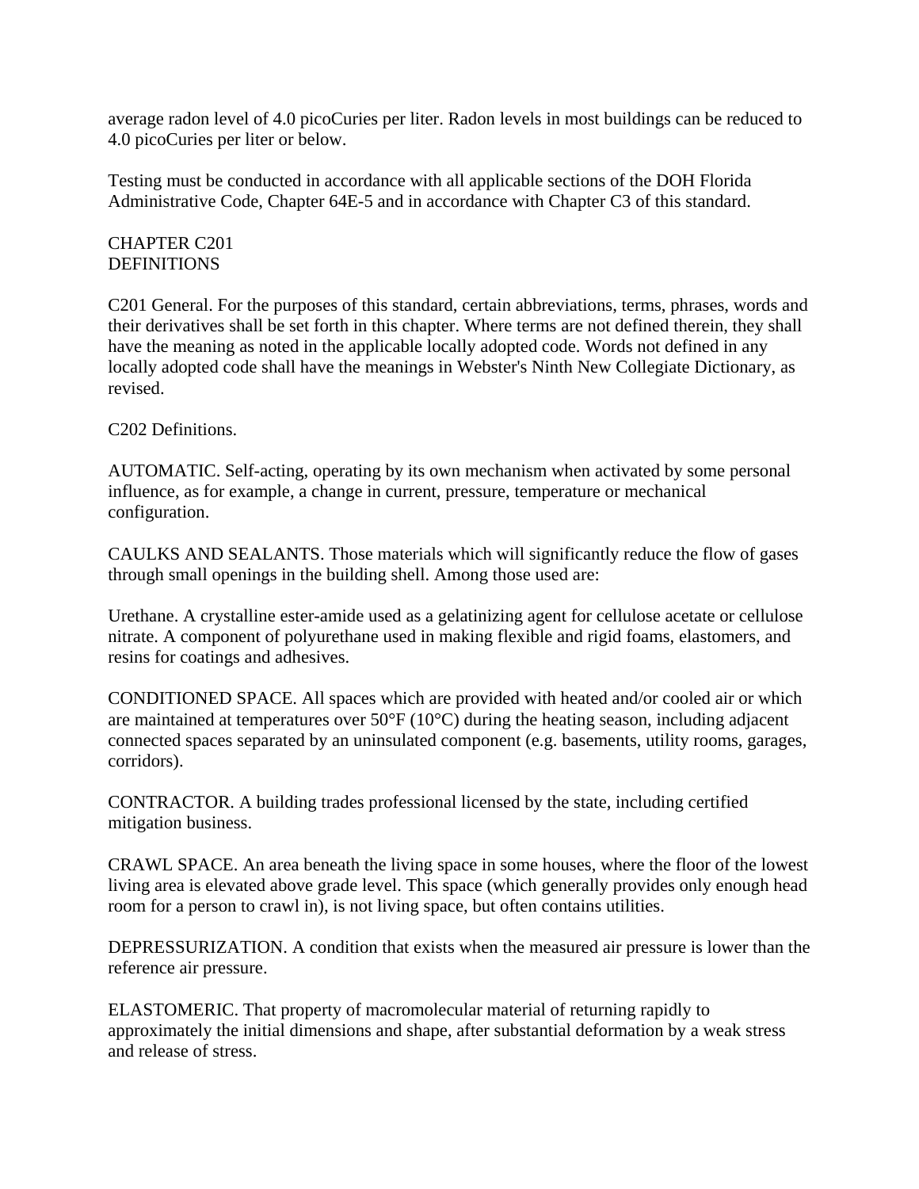average radon level of 4.0 picoCuries per liter. Radon levels in most buildings can be reduced to 4.0 picoCuries per liter or below.

Testing must be conducted in accordance with all applicable sections of the DOH Florida Administrative Code, Chapter 64E-5 and in accordance with Chapter C3 of this standard.

## CHAPTER C201
## DEFINITIONS

C201 General. For the purposes of this standard, certain abbreviations, terms, phrases, words and their derivatives shall be set forth in this chapter. Where terms are not defined therein, they shall have the meaning as noted in the applicable locally adopted code. Words not defined in any locally adopted code shall have the meanings in Webster's Ninth New Collegiate Dictionary, as revised.

C202 Definitions.

AUTOMATIC. Self-acting, operating by its own mechanism when activated by some personal influence, as for example, a change in current, pressure, temperature or mechanical configuration.

CAULKS AND SEALANTS. Those materials which will significantly reduce the flow of gases through small openings in the building shell. Among those used are:

Urethane. A crystalline ester-amide used as a gelatinizing agent for cellulose acetate or cellulose nitrate. A component of polyurethane used in making flexible and rigid foams, elastomers, and resins for coatings and adhesives.

CONDITIONED SPACE. All spaces which are provided with heated and/or cooled air or which are maintained at temperatures over 50°F (10°C) during the heating season, including adjacent connected spaces separated by an uninsulated component (e.g. basements, utility rooms, garages, corridors).

CONTRACTOR. A building trades professional licensed by the state, including certified mitigation business.

CRAWL SPACE. An area beneath the living space in some houses, where the floor of the lowest living area is elevated above grade level. This space (which generally provides only enough head room for a person to crawl in), is not living space, but often contains utilities.

DEPRESSURIZATION. A condition that exists when the measured air pressure is lower than the reference air pressure.

ELASTOMERIC. That property of macromolecular material of returning rapidly to approximately the initial dimensions and shape, after substantial deformation by a weak stress and release of stress.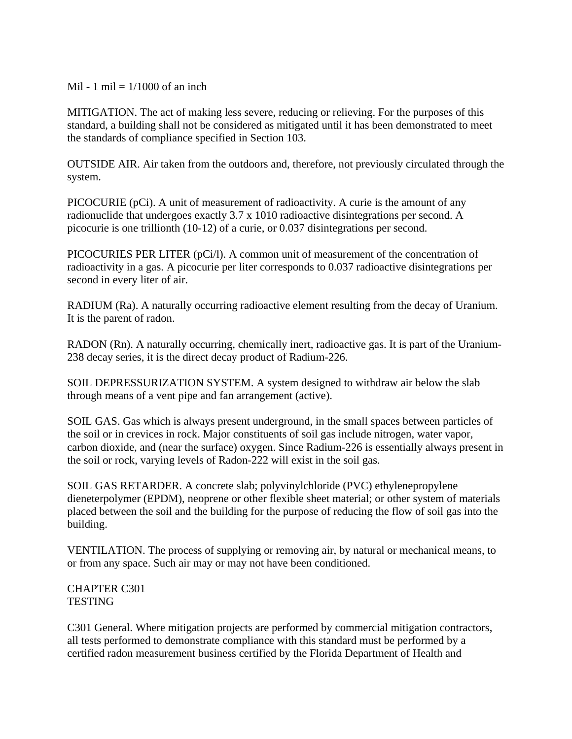Mil - 1 mil = 1/1000 of an inch

MITIGATION. The act of making less severe, reducing or relieving. For the purposes of this standard, a building shall not be considered as mitigated until it has been demonstrated to meet the standards of compliance specified in Section 103.

OUTSIDE AIR. Air taken from the outdoors and, therefore, not previously circulated through the system.

PICOCURIE (pCi). A unit of measurement of radioactivity. A curie is the amount of any radionuclide that undergoes exactly 3.7 x 1010 radioactive disintegrations per second. A picocurie is one trillionth (10-12) of a curie, or 0.037 disintegrations per second.

PICOCURIES PER LITER (pCi/l). A common unit of measurement of the concentration of radioactivity in a gas. A picocurie per liter corresponds to 0.037 radioactive disintegrations per second in every liter of air.

RADIUM (Ra). A naturally occurring radioactive element resulting from the decay of Uranium. It is the parent of radon.

RADON (Rn). A naturally occurring, chemically inert, radioactive gas. It is part of the Uranium-238 decay series, it is the direct decay product of Radium-226.

SOIL DEPRESSURIZATION SYSTEM. A system designed to withdraw air below the slab through means of a vent pipe and fan arrangement (active).

SOIL GAS. Gas which is always present underground, in the small spaces between particles of the soil or in crevices in rock. Major constituents of soil gas include nitrogen, water vapor, carbon dioxide, and (near the surface) oxygen. Since Radium-226 is essentially always present in the soil or rock, varying levels of Radon-222 will exist in the soil gas.

SOIL GAS RETARDER. A concrete slab; polyvinylchloride (PVC) ethylenepropylene dieneterpolymer (EPDM), neoprene or other flexible sheet material; or other system of materials placed between the soil and the building for the purpose of reducing the flow of soil gas into the building.

VENTILATION. The process of supplying or removing air, by natural or mechanical means, to or from any space. Such air may or may not have been conditioned.

## CHAPTER C301
## TESTING

C301 General. Where mitigation projects are performed by commercial mitigation contractors, all tests performed to demonstrate compliance with this standard must be performed by a certified radon measurement business certified by the Florida Department of Health and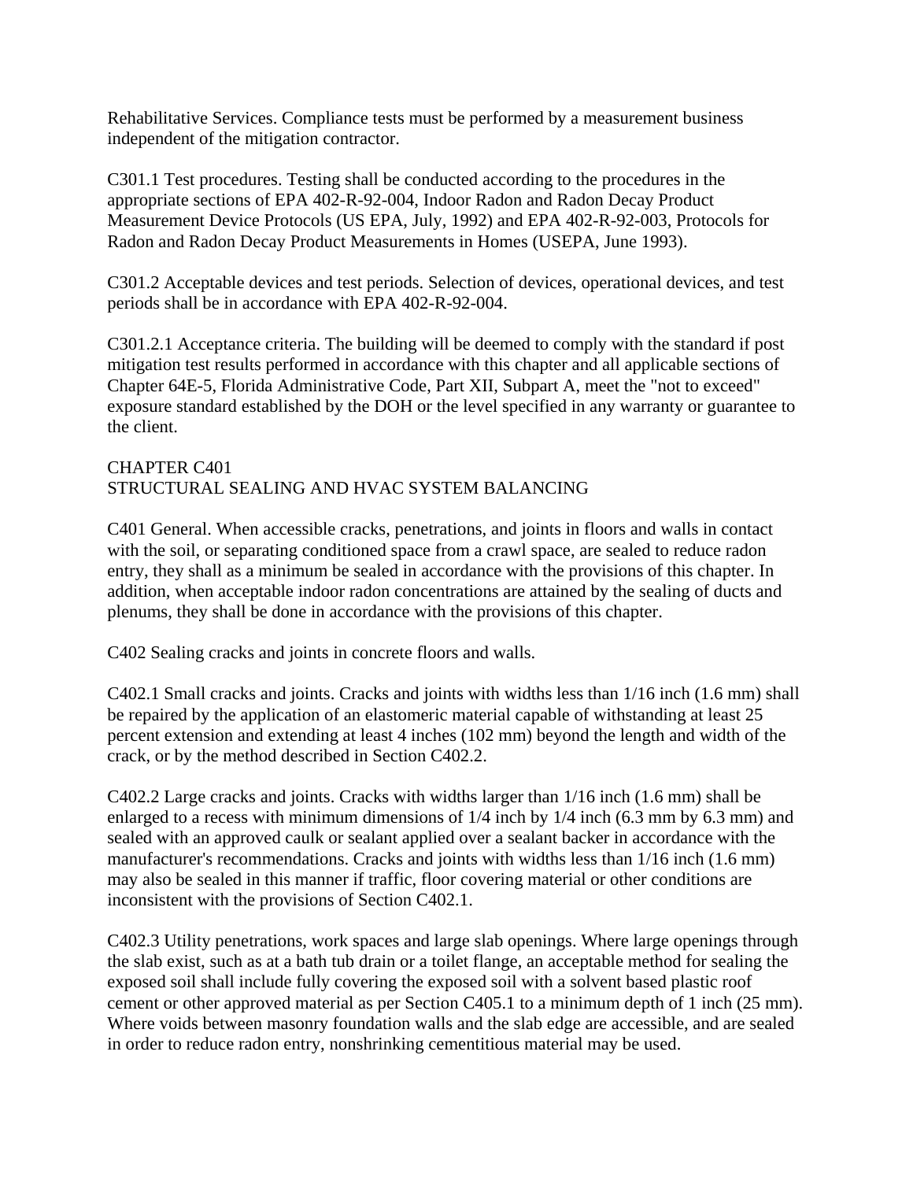Rehabilitative Services. Compliance tests must be performed by a measurement business independent of the mitigation contractor.

C301.1 Test procedures. Testing shall be conducted according to the procedures in the appropriate sections of EPA 402-R-92-004, Indoor Radon and Radon Decay Product Measurement Device Protocols (US EPA, July, 1992) and EPA 402-R-92-003, Protocols for Radon and Radon Decay Product Measurements in Homes (USEPA, June 1993).

C301.2 Acceptable devices and test periods. Selection of devices, operational devices, and test periods shall be in accordance with EPA 402-R-92-004.

C301.2.1 Acceptance criteria. The building will be deemed to comply with the standard if post mitigation test results performed in accordance with this chapter and all applicable sections of Chapter 64E-5, Florida Administrative Code, Part XII, Subpart A, meet the "not to exceed" exposure standard established by the DOH or the level specified in any warranty or guarantee to the client.

## CHAPTER C401
## STRUCTURAL SEALING AND HVAC SYSTEM BALANCING

C401 General. When accessible cracks, penetrations, and joints in floors and walls in contact with the soil, or separating conditioned space from a crawl space, are sealed to reduce radon entry, they shall as a minimum be sealed in accordance with the provisions of this chapter. In addition, when acceptable indoor radon concentrations are attained by the sealing of ducts and plenums, they shall be done in accordance with the provisions of this chapter.

C402 Sealing cracks and joints in concrete floors and walls.

C402.1 Small cracks and joints. Cracks and joints with widths less than 1/16 inch (1.6 mm) shall be repaired by the application of an elastomeric material capable of withstanding at least 25 percent extension and extending at least 4 inches (102 mm) beyond the length and width of the crack, or by the method described in Section C402.2.

C402.2 Large cracks and joints. Cracks with widths larger than 1/16 inch (1.6 mm) shall be enlarged to a recess with minimum dimensions of 1/4 inch by 1/4 inch (6.3 mm by 6.3 mm) and sealed with an approved caulk or sealant applied over a sealant backer in accordance with the manufacturer's recommendations. Cracks and joints with widths less than 1/16 inch (1.6 mm) may also be sealed in this manner if traffic, floor covering material or other conditions are inconsistent with the provisions of Section C402.1.

C402.3 Utility penetrations, work spaces and large slab openings. Where large openings through the slab exist, such as at a bath tub drain or a toilet flange, an acceptable method for sealing the exposed soil shall include fully covering the exposed soil with a solvent based plastic roof cement or other approved material as per Section C405.1 to a minimum depth of 1 inch (25 mm). Where voids between masonry foundation walls and the slab edge are accessible, and are sealed in order to reduce radon entry, nonshrinking cementitious material may be used.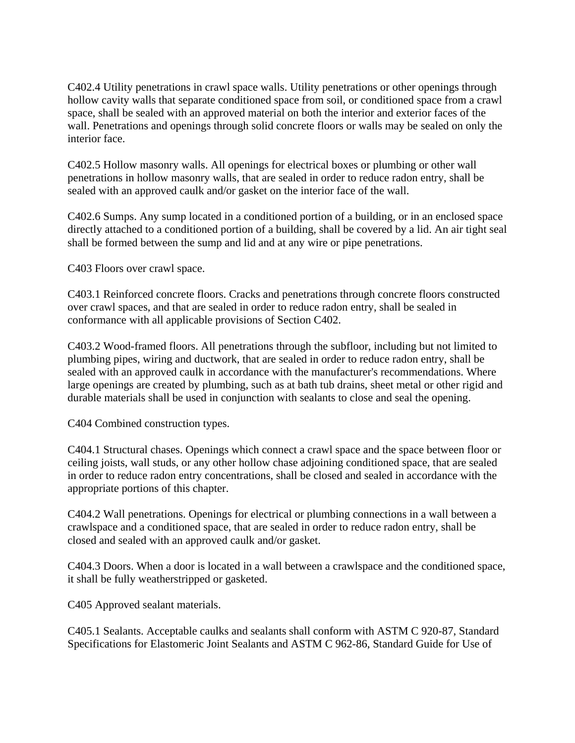C402.4 Utility penetrations in crawl space walls. Utility penetrations or other openings through hollow cavity walls that separate conditioned space from soil, or conditioned space from a crawl space, shall be sealed with an approved material on both the interior and exterior faces of the wall. Penetrations and openings through solid concrete floors or walls may be sealed on only the interior face.

C402.5 Hollow masonry walls. All openings for electrical boxes or plumbing or other wall penetrations in hollow masonry walls, that are sealed in order to reduce radon entry, shall be sealed with an approved caulk and/or gasket on the interior face of the wall.

C402.6 Sumps. Any sump located in a conditioned portion of a building, or in an enclosed space directly attached to a conditioned portion of a building, shall be covered by a lid. An air tight seal shall be formed between the sump and lid and at any wire or pipe penetrations.

C403 Floors over crawl space.

C403.1 Reinforced concrete floors. Cracks and penetrations through concrete floors constructed over crawl spaces, and that are sealed in order to reduce radon entry, shall be sealed in conformance with all applicable provisions of Section C402.

C403.2 Wood-framed floors. All penetrations through the subfloor, including but not limited to plumbing pipes, wiring and ductwork, that are sealed in order to reduce radon entry, shall be sealed with an approved caulk in accordance with the manufacturer's recommendations. Where large openings are created by plumbing, such as at bath tub drains, sheet metal or other rigid and durable materials shall be used in conjunction with sealants to close and seal the opening.

C404 Combined construction types.

C404.1 Structural chases. Openings which connect a crawl space and the space between floor or ceiling joists, wall studs, or any other hollow chase adjoining conditioned space, that are sealed in order to reduce radon entry concentrations, shall be closed and sealed in accordance with the appropriate portions of this chapter.

C404.2 Wall penetrations. Openings for electrical or plumbing connections in a wall between a crawlspace and a conditioned space, that are sealed in order to reduce radon entry, shall be closed and sealed with an approved caulk and/or gasket.

C404.3 Doors. When a door is located in a wall between a crawlspace and the conditioned space, it shall be fully weatherstripped or gasketed.

C405 Approved sealant materials.

C405.1 Sealants. Acceptable caulks and sealants shall conform with ASTM C 920-87, Standard Specifications for Elastomeric Joint Sealants and ASTM C 962-86, Standard Guide for Use of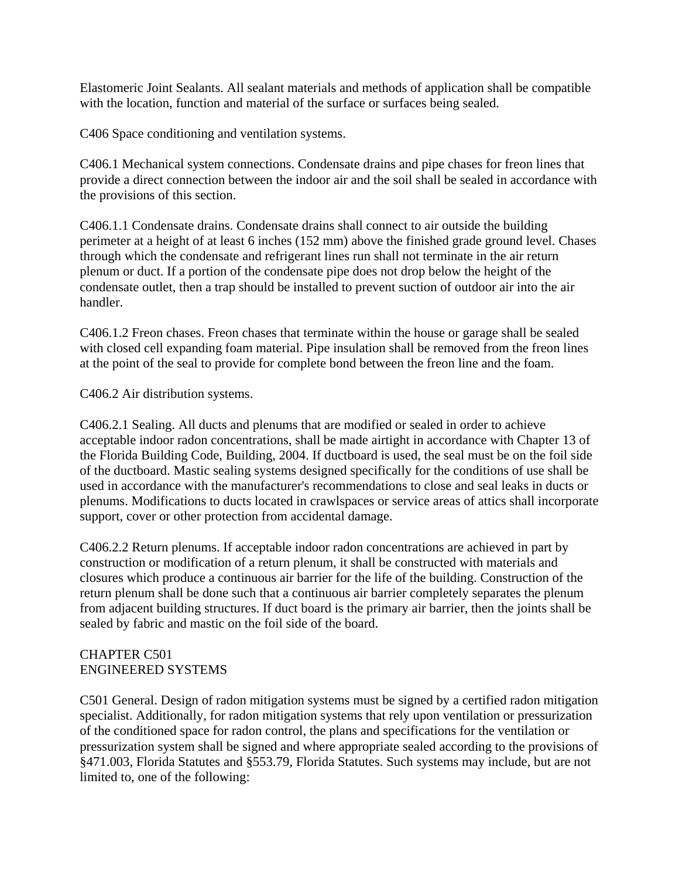Elastomeric Joint Sealants. All sealant materials and methods of application shall be compatible with the location, function and material of the surface or surfaces being sealed.

C406 Space conditioning and ventilation systems.

C406.1 Mechanical system connections. Condensate drains and pipe chases for freon lines that provide a direct connection between the indoor air and the soil shall be sealed in accordance with the provisions of this section.

C406.1.1 Condensate drains. Condensate drains shall connect to air outside the building perimeter at a height of at least 6 inches (152 mm) above the finished grade ground level. Chases through which the condensate and refrigerant lines run shall not terminate in the air return plenum or duct. If a portion of the condensate pipe does not drop below the height of the condensate outlet, then a trap should be installed to prevent suction of outdoor air into the air handler.

C406.1.2 Freon chases. Freon chases that terminate within the house or garage shall be sealed with closed cell expanding foam material. Pipe insulation shall be removed from the freon lines at the point of the seal to provide for complete bond between the freon line and the foam.

C406.2 Air distribution systems.

C406.2.1 Sealing. All ducts and plenums that are modified or sealed in order to achieve acceptable indoor radon concentrations, shall be made airtight in accordance with Chapter 13 of the Florida Building Code, Building, 2004. If ductboard is used, the seal must be on the foil side of the ductboard. Mastic sealing systems designed specifically for the conditions of use shall be used in accordance with the manufacturer's recommendations to close and seal leaks in ducts or plenums. Modifications to ducts located in crawlspaces or service areas of attics shall incorporate support, cover or other protection from accidental damage.

C406.2.2 Return plenums. If acceptable indoor radon concentrations are achieved in part by construction or modification of a return plenum, it shall be constructed with materials and closures which produce a continuous air barrier for the life of the building. Construction of the return plenum shall be done such that a continuous air barrier completely separates the plenum from adjacent building structures. If duct board is the primary air barrier, then the joints shall be sealed by fabric and mastic on the foil side of the board.

## CHAPTER C501
## ENGINEERED SYSTEMS

C501 General. Design of radon mitigation systems must be signed by a certified radon mitigation specialist. Additionally, for radon mitigation systems that rely upon ventilation or pressurization of the conditioned space for radon control, the plans and specifications for the ventilation or pressurization system shall be signed and where appropriate sealed according to the provisions of §471.003, Florida Statutes and §553.79, Florida Statutes. Such systems may include, but are not limited to, one of the following: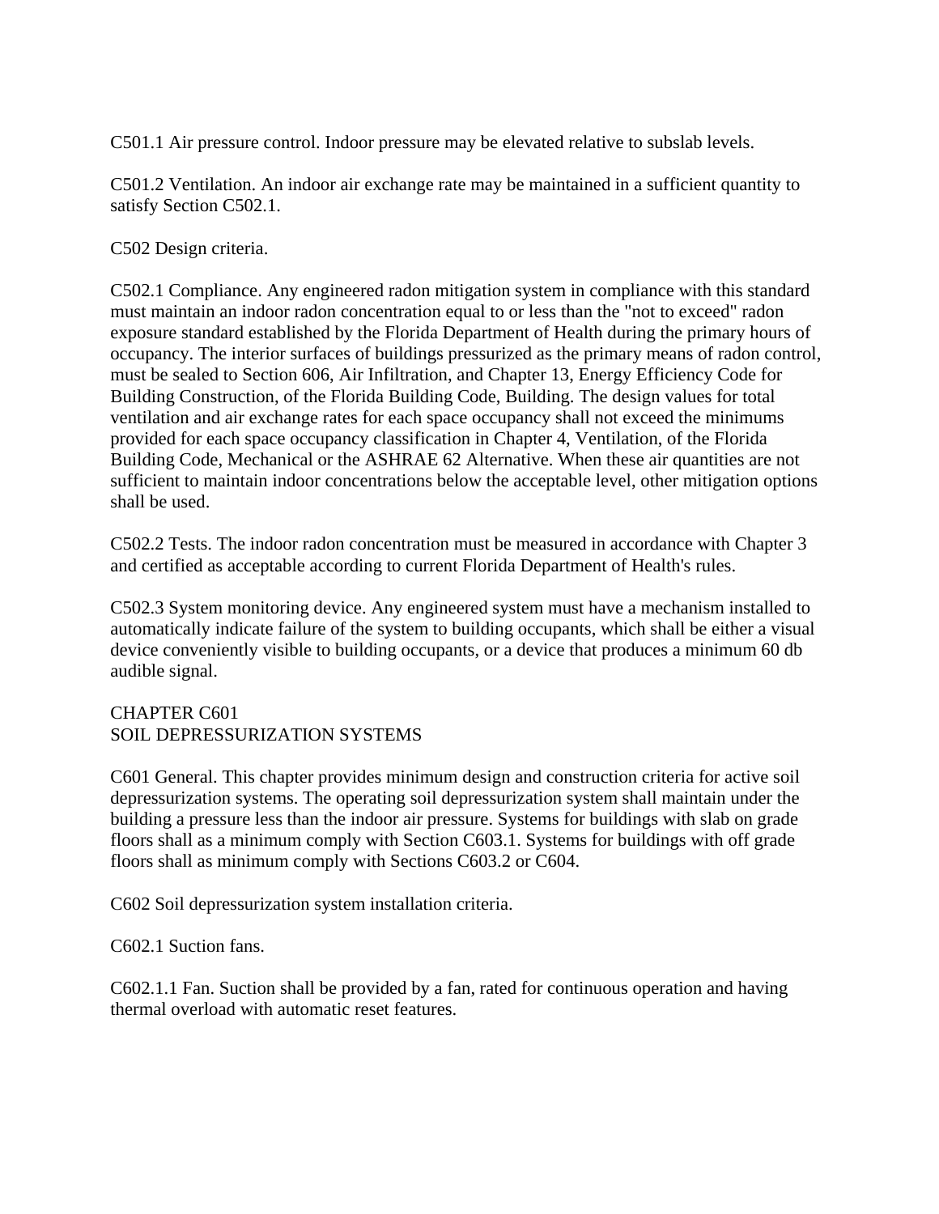C501.1 Air pressure control. Indoor pressure may be elevated relative to subslab levels.

C501.2 Ventilation. An indoor air exchange rate may be maintained in a sufficient quantity to satisfy Section C502.1.

C502 Design criteria.

C502.1 Compliance. Any engineered radon mitigation system in compliance with this standard must maintain an indoor radon concentration equal to or less than the "not to exceed" radon exposure standard established by the Florida Department of Health during the primary hours of occupancy. The interior surfaces of buildings pressurized as the primary means of radon control, must be sealed to Section 606, Air Infiltration, and Chapter 13, Energy Efficiency Code for Building Construction, of the Florida Building Code, Building. The design values for total ventilation and air exchange rates for each space occupancy shall not exceed the minimums provided for each space occupancy classification in Chapter 4, Ventilation, of the Florida Building Code, Mechanical or the ASHRAE 62 Alternative. When these air quantities are not sufficient to maintain indoor concentrations below the acceptable level, other mitigation options shall be used.

C502.2 Tests. The indoor radon concentration must be measured in accordance with Chapter 3 and certified as acceptable according to current Florida Department of Health's rules.

C502.3 System monitoring device. Any engineered system must have a mechanism installed to automatically indicate failure of the system to building occupants, which shall be either a visual device conveniently visible to building occupants, or a device that produces a minimum 60 db audible signal.

## CHAPTER C601
## SOIL DEPRESSURIZATION SYSTEMS

C601 General. This chapter provides minimum design and construction criteria for active soil depressurization systems. The operating soil depressurization system shall maintain under the building a pressure less than the indoor air pressure. Systems for buildings with slab on grade floors shall as a minimum comply with Section C603.1. Systems for buildings with off grade floors shall as minimum comply with Sections C603.2 or C604.

C602 Soil depressurization system installation criteria.

C602.1 Suction fans.

C602.1.1 Fan. Suction shall be provided by a fan, rated for continuous operation and having thermal overload with automatic reset features.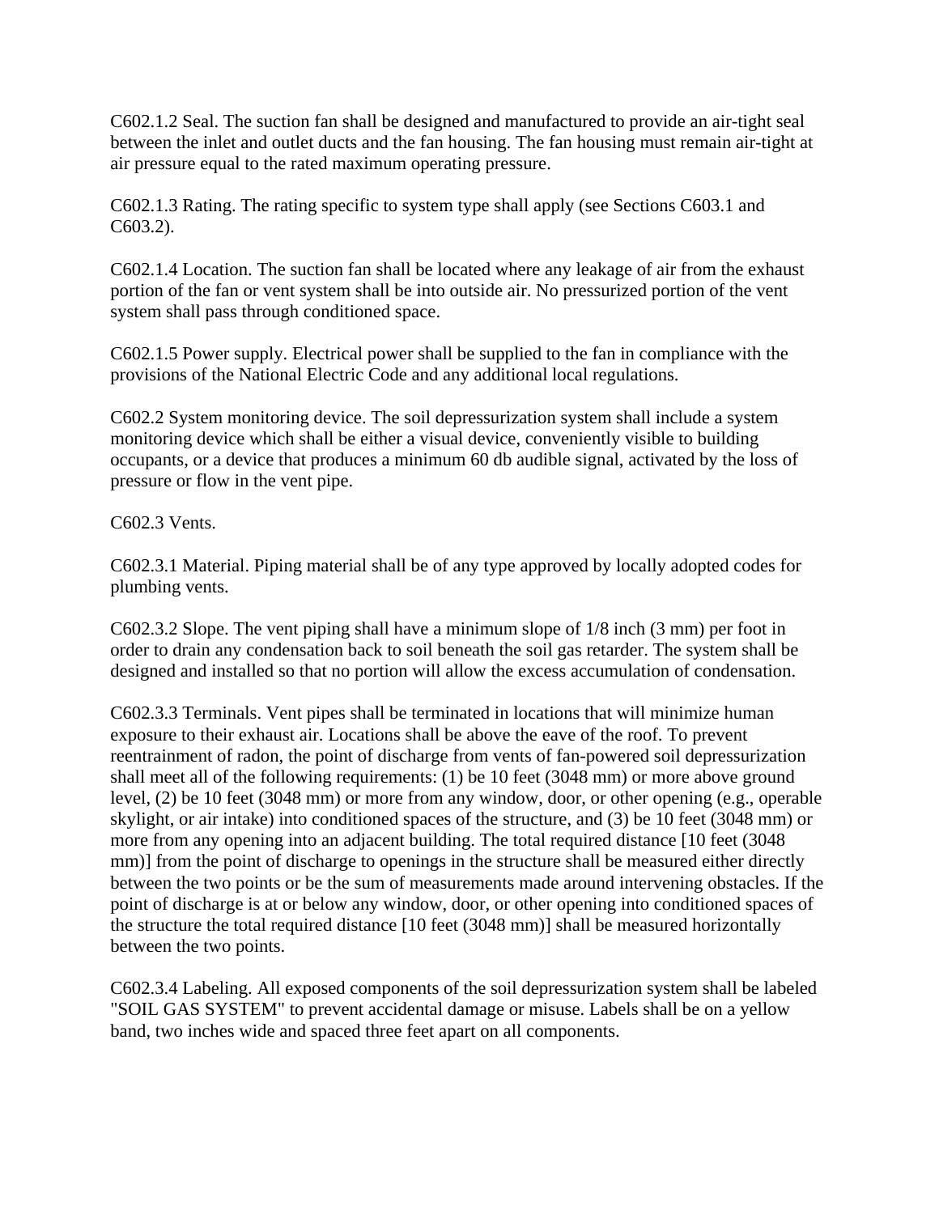C602.1.2 Seal. The suction fan shall be designed and manufactured to provide an air-tight seal between the inlet and outlet ducts and the fan housing. The fan housing must remain air-tight at air pressure equal to the rated maximum operating pressure.

C602.1.3 Rating. The rating specific to system type shall apply (see Sections C603.1 and C603.2).

C602.1.4 Location. The suction fan shall be located where any leakage of air from the exhaust portion of the fan or vent system shall be into outside air. No pressurized portion of the vent system shall pass through conditioned space.

C602.1.5 Power supply. Electrical power shall be supplied to the fan in compliance with the provisions of the National Electric Code and any additional local regulations.

C602.2 System monitoring device. The soil depressurization system shall include a system monitoring device which shall be either a visual device, conveniently visible to building occupants, or a device that produces a minimum 60 db audible signal, activated by the loss of pressure or flow in the vent pipe.

C602.3 Vents.

C602.3.1 Material. Piping material shall be of any type approved by locally adopted codes for plumbing vents.

C602.3.2 Slope. The vent piping shall have a minimum slope of 1/8 inch (3 mm) per foot in order to drain any condensation back to soil beneath the soil gas retarder. The system shall be designed and installed so that no portion will allow the excess accumulation of condensation.

C602.3.3 Terminals. Vent pipes shall be terminated in locations that will minimize human exposure to their exhaust air. Locations shall be above the eave of the roof. To prevent reentrainment of radon, the point of discharge from vents of fan-powered soil depressurization shall meet all of the following requirements: (1) be 10 feet (3048 mm) or more above ground level, (2) be 10 feet (3048 mm) or more from any window, door, or other opening (e.g., operable skylight, or air intake) into conditioned spaces of the structure, and (3) be 10 feet (3048 mm) or more from any opening into an adjacent building. The total required distance [10 feet (3048 mm)] from the point of discharge to openings in the structure shall be measured either directly between the two points or be the sum of measurements made around intervening obstacles. If the point of discharge is at or below any window, door, or other opening into conditioned spaces of the structure the total required distance [10 feet (3048 mm)] shall be measured horizontally between the two points.

C602.3.4 Labeling. All exposed components of the soil depressurization system shall be labeled "SOIL GAS SYSTEM" to prevent accidental damage or misuse. Labels shall be on a yellow band, two inches wide and spaced three feet apart on all components.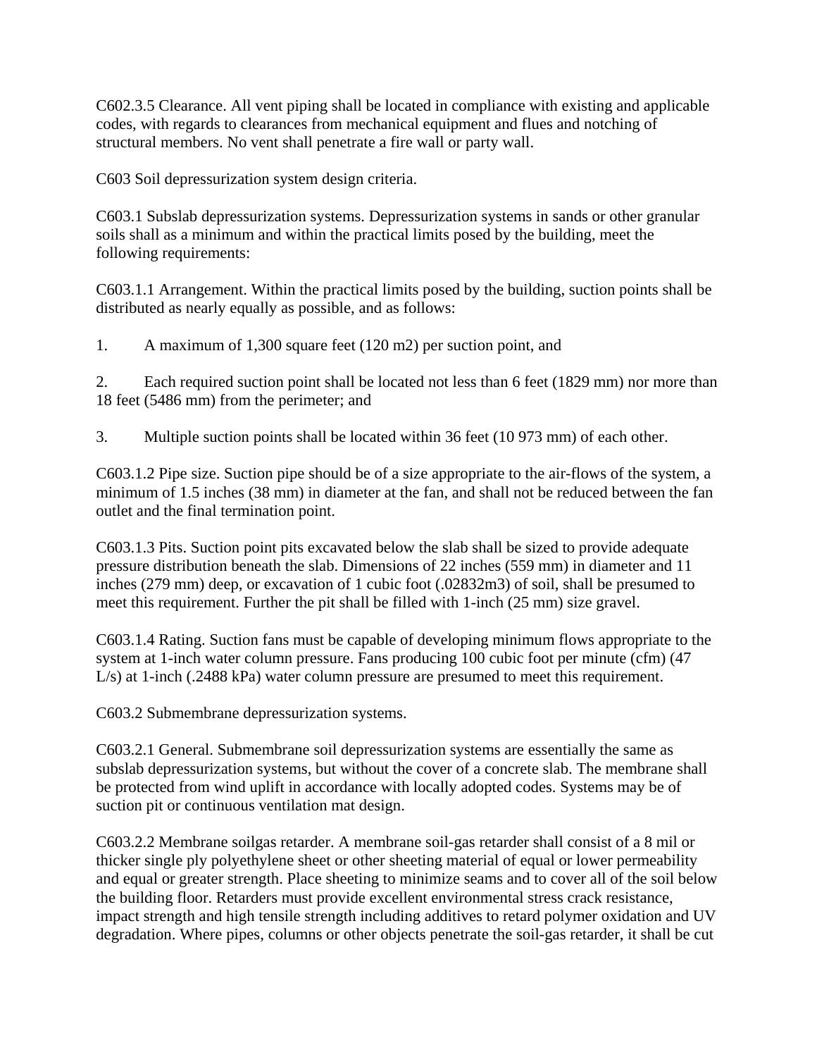C602.3.5 Clearance. All vent piping shall be located in compliance with existing and applicable codes, with regards to clearances from mechanical equipment and flues and notching of structural members. No vent shall penetrate a fire wall or party wall.

C603 Soil depressurization system design criteria.

C603.1 Subslab depressurization systems. Depressurization systems in sands or other granular soils shall as a minimum and within the practical limits posed by the building, meet the following requirements:

C603.1.1 Arrangement. Within the practical limits posed by the building, suction points shall be distributed as nearly equally as possible, and as follows:

1. A maximum of 1,300 square feet (120 m2) per suction point, and

2. Each required suction point shall be located not less than 6 feet (1829 mm) nor more than 18 feet (5486 mm) from the perimeter; and

3. Multiple suction points shall be located within 36 feet (10 973 mm) of each other.

C603.1.2 Pipe size. Suction pipe should be of a size appropriate to the air-flows of the system, a minimum of 1.5 inches (38 mm) in diameter at the fan, and shall not be reduced between the fan outlet and the final termination point.

C603.1.3 Pits. Suction point pits excavated below the slab shall be sized to provide adequate pressure distribution beneath the slab. Dimensions of 22 inches (559 mm) in diameter and 11 inches (279 mm) deep, or excavation of 1 cubic foot (.02832m3) of soil, shall be presumed to meet this requirement. Further the pit shall be filled with 1-inch (25 mm) size gravel.

C603.1.4 Rating. Suction fans must be capable of developing minimum flows appropriate to the system at 1-inch water column pressure. Fans producing 100 cubic foot per minute (cfm) (47 L/s) at 1-inch (.2488 kPa) water column pressure are presumed to meet this requirement.

C603.2 Submembrane depressurization systems.

C603.2.1 General. Submembrane soil depressurization systems are essentially the same as subslab depressurization systems, but without the cover of a concrete slab. The membrane shall be protected from wind uplift in accordance with locally adopted codes. Systems may be of suction pit or continuous ventilation mat design.

C603.2.2 Membrane soilgas retarder. A membrane soil-gas retarder shall consist of a 8 mil or thicker single ply polyethylene sheet or other sheeting material of equal or lower permeability and equal or greater strength. Place sheeting to minimize seams and to cover all of the soil below the building floor. Retarders must provide excellent environmental stress crack resistance, impact strength and high tensile strength including additives to retard polymer oxidation and UV degradation. Where pipes, columns or other objects penetrate the soil-gas retarder, it shall be cut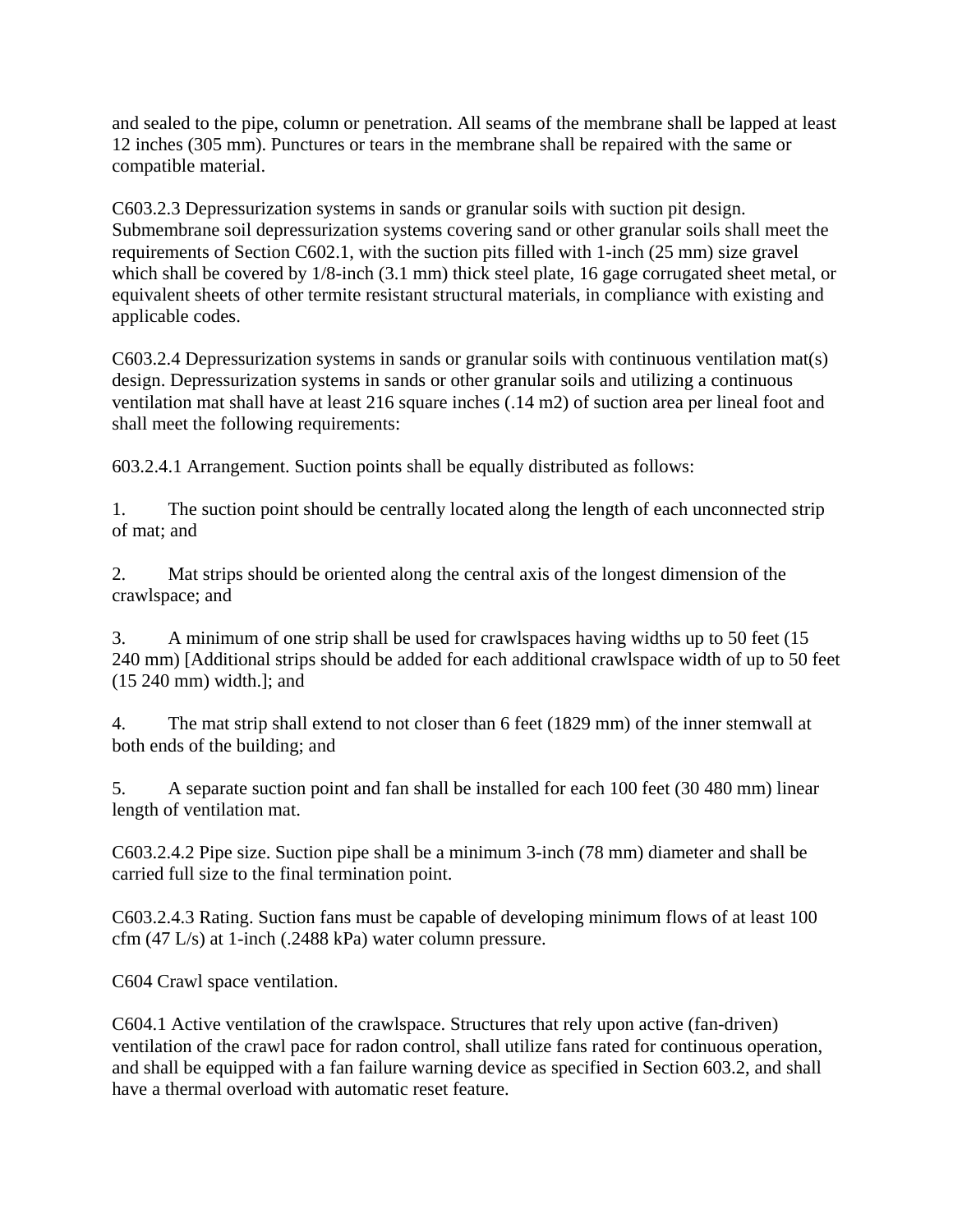and sealed to the pipe, column or penetration. All seams of the membrane shall be lapped at least 12 inches (305 mm). Punctures or tears in the membrane shall be repaired with the same or compatible material.

C603.2.3 Depressurization systems in sands or granular soils with suction pit design. Submembrane soil depressurization systems covering sand or other granular soils shall meet the requirements of Section C602.1, with the suction pits filled with 1-inch (25 mm) size gravel which shall be covered by 1/8-inch (3.1 mm) thick steel plate, 16 gage corrugated sheet metal, or equivalent sheets of other termite resistant structural materials, in compliance with existing and applicable codes.

C603.2.4 Depressurization systems in sands or granular soils with continuous ventilation mat(s) design. Depressurization systems in sands or other granular soils and utilizing a continuous ventilation mat shall have at least 216 square inches (.14 m2) of suction area per lineal foot and shall meet the following requirements:

603.2.4.1 Arrangement. Suction points shall be equally distributed as follows:

1. The suction point should be centrally located along the length of each unconnected strip of mat; and

2. Mat strips should be oriented along the central axis of the longest dimension of the crawlspace; and

3. A minimum of one strip shall be used for crawlspaces having widths up to 50 feet (15 240 mm) [Additional strips should be added for each additional crawlspace width of up to 50 feet (15 240 mm) width.]; and

4. The mat strip shall extend to not closer than 6 feet (1829 mm) of the inner stemwall at both ends of the building; and

5. A separate suction point and fan shall be installed for each 100 feet (30 480 mm) linear length of ventilation mat.

C603.2.4.2 Pipe size. Suction pipe shall be a minimum 3-inch (78 mm) diameter and shall be carried full size to the final termination point.

C603.2.4.3 Rating. Suction fans must be capable of developing minimum flows of at least 100 cfm (47 L/s) at 1-inch (.2488 kPa) water column pressure.

C604 Crawl space ventilation.

C604.1 Active ventilation of the crawlspace. Structures that rely upon active (fan-driven) ventilation of the crawl pace for radon control, shall utilize fans rated for continuous operation, and shall be equipped with a fan failure warning device as specified in Section 603.2, and shall have a thermal overload with automatic reset feature.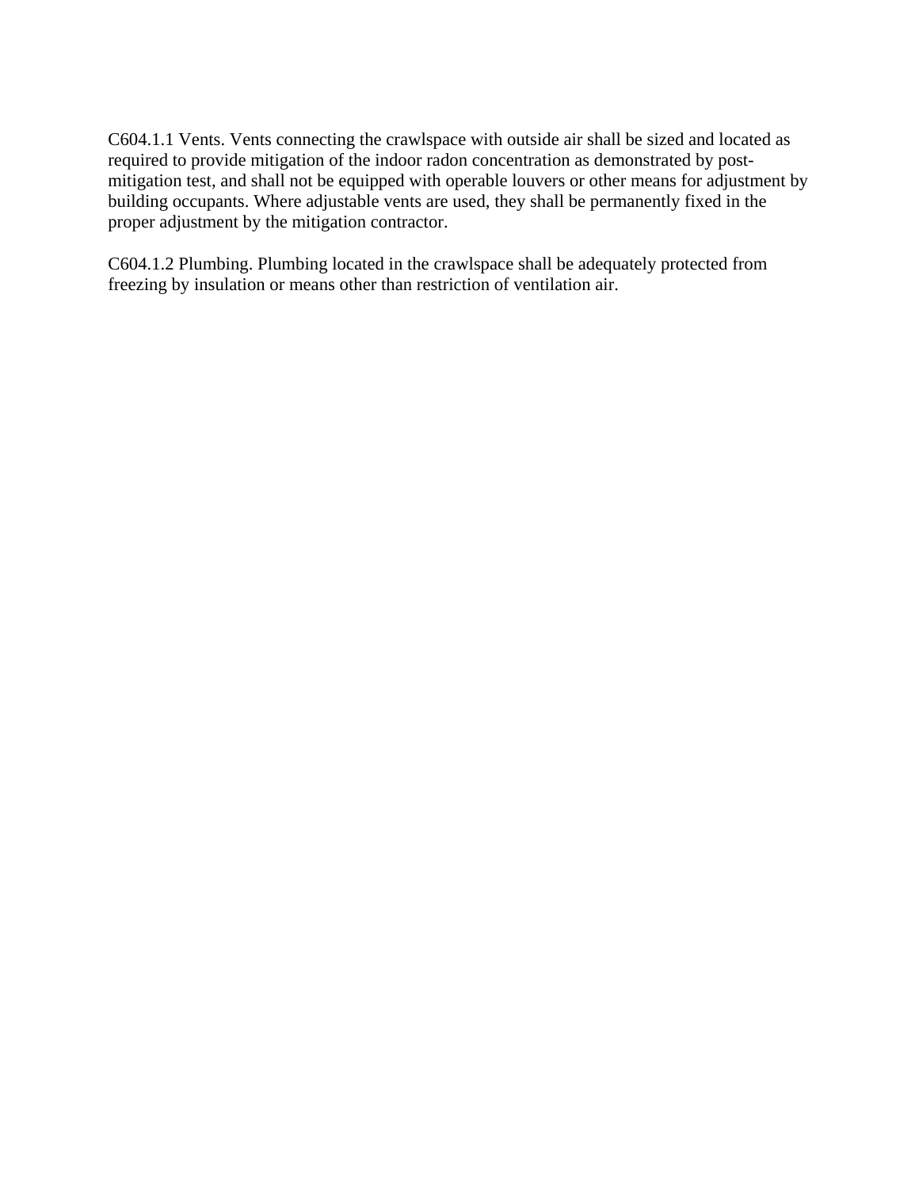C604.1.1 Vents. Vents connecting the crawlspace with outside air shall be sized and located as required to provide mitigation of the indoor radon concentration as demonstrated by post-mitigation test, and shall not be equipped with operable louvers or other means for adjustment by building occupants. Where adjustable vents are used, they shall be permanently fixed in the proper adjustment by the mitigation contractor.

C604.1.2 Plumbing. Plumbing located in the crawlspace shall be adequately protected from freezing by insulation or means other than restriction of ventilation air.